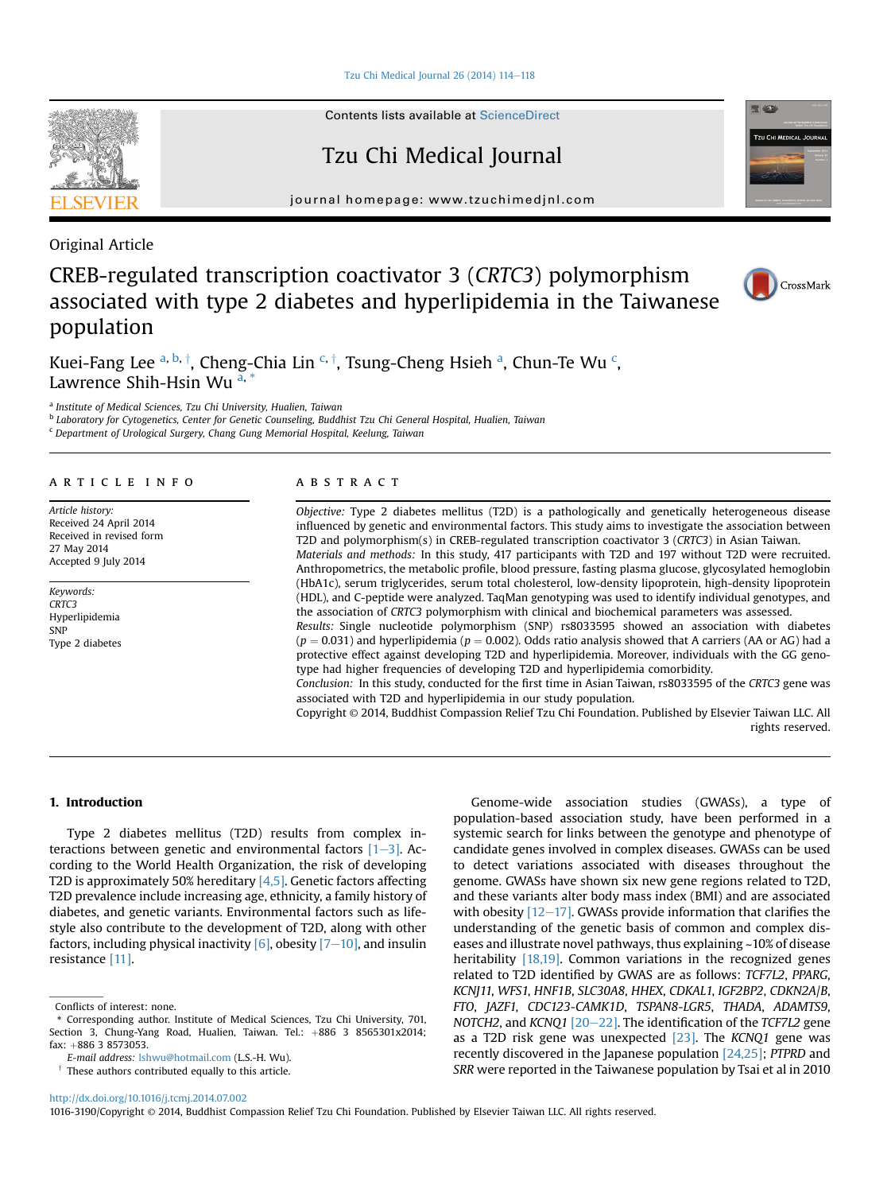Original Article

# CREB-regulated transcription coactivator 3 (*CRTC3*) polymorphism associated with type 2 diabetes and hyperlipidemia in the Taiwanese population

Kuei-Fang Lee [a, b, †], Cheng-Chia Lin [c, †], Tsung-Cheng Hsieh [a], Chun-Te Wu [c], Lawrence Shih-Hsin Wu [a, *]

[a] Institute of Medical Sciences, Tzu Chi University, Hualien, Taiwan
[b] Laboratory for Cytogenetics, Center for Genetic Counseling, Buddhist Tzu Chi General Hospital, Hualien, Taiwan
[c] Department of Urological Surgery, Chang Gung Memorial Hospital, Keelung, Taiwan

## ARTICLE INFO

*Article history:*
Received 24 April 2014
Received in revised form 27 May 2014
Accepted 9 July 2014

*Keywords:*
*CRTC3*
Hyperlipidemia
SNP
Type 2 diabetes

## ABSTRACT

*Objective:* Type 2 diabetes mellitus (T2D) is a pathologically and genetically heterogeneous disease influenced by genetic and environmental factors. This study aims to investigate the association between T2D and polymorphism(s) in CREB-regulated transcription coactivator 3 (*CRTC3*) in Asian Taiwan.

*Materials and methods:* In this study, 417 participants with T2D and 197 without T2D were recruited. Anthropometrics, the metabolic profile, blood pressure, fasting plasma glucose, glycosylated hemoglobin (HbA1c), serum triglycerides, serum total cholesterol, low-density lipoprotein, high-density lipoprotein (HDL), and C-peptide were analyzed. TaqMan genotyping was used to identify individual genotypes, and the association of *CRTC3* polymorphism with clinical and biochemical parameters was assessed.

*Results:* Single nucleotide polymorphism (SNP) rs8033595 showed an association with diabetes ($p = 0.031$) and hyperlipidemia ($p = 0.002$). Odds ratio analysis showed that A carriers (AA or AG) had a protective effect against developing T2D and hyperlipidemia. Moreover, individuals with the GG genotype had higher frequencies of developing T2D and hyperlipidemia comorbidity.

*Conclusion:* In this study, conducted for the first time in Asian Taiwan, rs8033595 of the *CRTC3* gene was associated with T2D and hyperlipidemia in our study population.

Copyright © 2014, Buddhist Compassion Relief Tzu Chi Foundation. Published by Elsevier Taiwan LLC. All rights reserved.

## 1. Introduction

Type 2 diabetes mellitus (T2D) results from complex interactions between genetic and environmental factors [1–3]. According to the World Health Organization, the risk of developing T2D is approximately 50% hereditary [4,5]. Genetic factors affecting T2D prevalence include increasing age, ethnicity, a family history of diabetes, and genetic variants. Environmental factors such as lifestyle also contribute to the development of T2D, along with other factors, including physical inactivity [6], obesity [7–10], and insulin resistance [11].

Genome-wide association studies (GWASs), a type of population-based association study, have been performed in a systemic search for links between the genotype and phenotype of candidate genes involved in complex diseases. GWASs can be used to detect variations associated with diseases throughout the genome. GWASs have shown six new gene regions related to T2D, and these variants alter body mass index (BMI) and are associated with obesity [12–17]. GWASs provide information that clarifies the understanding of the genetic basis of common and complex diseases and illustrate novel pathways, thus explaining ~10% of disease heritability [18,19]. Common variations in the recognized genes related to T2D identified by GWAS are as follows: *TCF7L2*, *PPARG*, *KCNJ11*, *WFS1*, *HNF1B*, *SLC30A8*, *HHEX*, *CDKAL1*, *IGF2BP2*, *CDKN2A/B*, *FTO*, *JAZF1*, *CDC123-CAMK1D*, *TSPAN8-LGR5*, *THADA*, *ADAMTS9*, *NOTCH2*, and *KCNQ1* [20–22]. The identification of the *TCF7L2* gene as a T2D risk gene was unexpected [23]. The *KCNQ1* gene was recently discovered in the Japanese population [24,25]; *PTPRD* and *SRR* were reported in the Taiwanese population by Tsai et al in 2010

Conflicts of interest: none.

\* Corresponding author. Institute of Medical Sciences, Tzu Chi University, 701, Section 3, Chung-Yang Road, Hualien, Taiwan. Tel.: +886 3 8565301x2014; fax: +886 3 8573053.

*E-mail address:* lshwu@hotmail.com (L.S.-H. Wu).

† These authors contributed equally to this article.

http://dx.doi.org/10.1016/j.tcmj.2014.07.002
1016-3190/Copyright © 2014, Buddhist Compassion Relief Tzu Chi Foundation. Published by Elsevier Taiwan LLC. All rights reserved.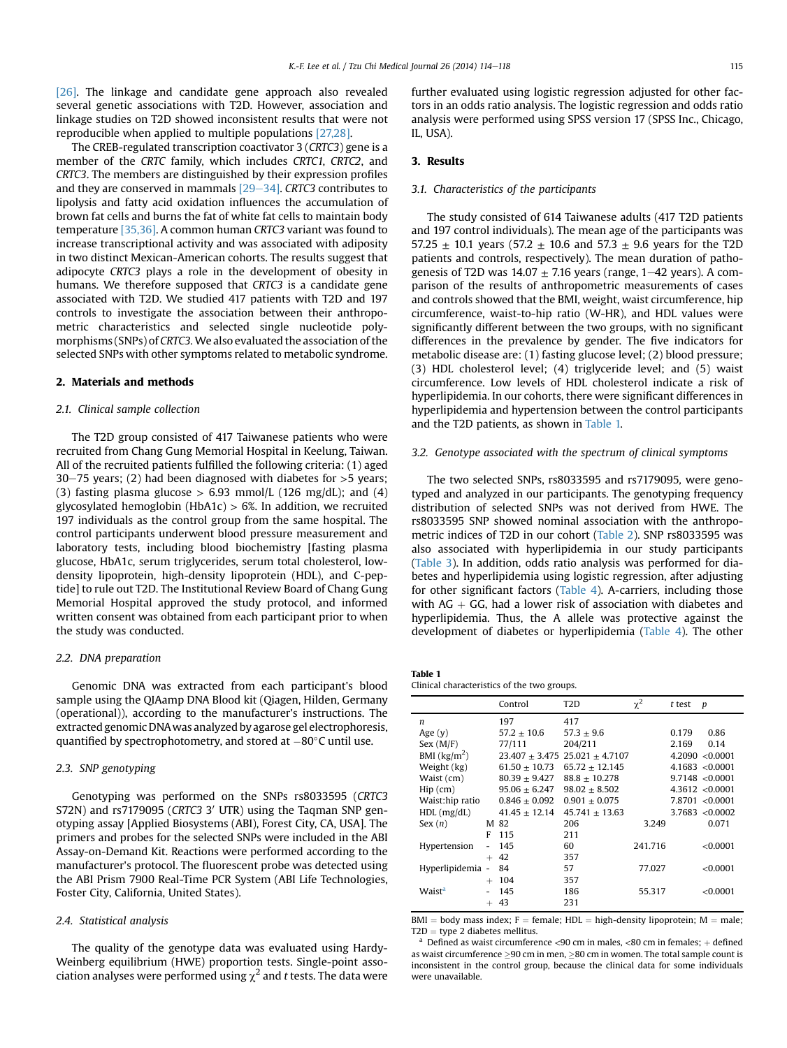[26]. The linkage and candidate gene approach also revealed several genetic associations with T2D. However, association and linkage studies on T2D showed inconsistent results that were not reproducible when applied to multiple populations [27,28].

The CREB-regulated transcription coactivator 3 (*CRTC3*) gene is a member of the *CRTC* family, which includes *CRTC1*, *CRTC2*, and *CRTC3*. The members are distinguished by their expression profiles and they are conserved in mammals [29–34]. *CRTC3* contributes to lipolysis and fatty acid oxidation influences the accumulation of brown fat cells and burns the fat of white fat cells to maintain body temperature [35,36]. A common human *CRTC3* variant was found to increase transcriptional activity and was associated with adiposity in two distinct Mexican-American cohorts. The results suggest that adipocyte *CRTC3* plays a role in the development of obesity in humans. We therefore supposed that *CRTC3* is a candidate gene associated with T2D. We studied 417 patients with T2D and 197 controls to investigate the association between their anthropometric characteristics and selected single nucleotide polymorphisms (SNPs) of *CRTC3*. We also evaluated the association of the selected SNPs with other symptoms related to metabolic syndrome.

## 2. Materials and methods

### 2.1. Clinical sample collection

The T2D group consisted of 417 Taiwanese patients who were recruited from Chang Gung Memorial Hospital in Keelung, Taiwan. All of the recruited patients fulfilled the following criteria: (1) aged 30–75 years; (2) had been diagnosed with diabetes for >5 years; (3) fasting plasma glucose > 6.93 mmol/L (126 mg/dL); and (4) glycosylated hemoglobin (HbA1c) > 6%. In addition, we recruited 197 individuals as the control group from the same hospital. The control participants underwent blood pressure measurement and laboratory tests, including blood biochemistry [fasting plasma glucose, HbA1c, serum triglycerides, serum total cholesterol, low-density lipoprotein, high-density lipoprotein (HDL), and C-peptide] to rule out T2D. The Institutional Review Board of Chang Gung Memorial Hospital approved the study protocol, and informed written consent was obtained from each participant prior to when the study was conducted.

### 2.2. DNA preparation

Genomic DNA was extracted from each participant's blood sample using the QIAamp DNA Blood kit (Qiagen, Hilden, Germany (operational)), according to the manufacturer's instructions. The extracted genomic DNA was analyzed by agarose gel electrophoresis, quantified by spectrophotometry, and stored at −80°C until use.

### 2.3. SNP genotyping

Genotyping was performed on the SNPs rs8033595 (*CRTC3* S72N) and rs7179095 (*CRTC3* 3′ UTR) using the Taqman SNP genotyping assay [Applied Biosystems (ABI), Forest City, CA, USA]. The primers and probes for the selected SNPs were included in the ABI Assay-on-Demand Kit. Reactions were performed according to the manufacturer's protocol. The fluorescent probe was detected using the ABI Prism 7900 Real-Time PCR System (ABI Life Technologies, Foster City, California, United States).

### 2.4. Statistical analysis

The quality of the genotype data was evaluated using Hardy-Weinberg equilibrium (HWE) proportion tests. Single-point association analyses were performed using $\chi^2$ and *t* tests. The data were further evaluated using logistic regression adjusted for other factors in an odds ratio analysis. The logistic regression and odds ratio analysis were performed using SPSS version 17 (SPSS Inc., Chicago, IL, USA).

## 3. Results

### 3.1. Characteristics of the participants

The study consisted of 614 Taiwanese adults (417 T2D patients and 197 control individuals). The mean age of the participants was 57.25 ± 10.1 years (57.2 ± 10.6 and 57.3 ± 9.6 years for the T2D patients and controls, respectively). The mean duration of pathogenesis of T2D was 14.07 ± 7.16 years (range, 1–42 years). A comparison of the results of anthropometric measurements of cases and controls showed that the BMI, weight, waist circumference, hip circumference, waist-to-hip ratio (W-HR), and HDL values were significantly different between the two groups, with no significant differences in the prevalence by gender. The five indicators for metabolic disease are: (1) fasting glucose level; (2) blood pressure; (3) HDL cholesterol level; (4) triglyceride level; and (5) waist circumference. Low levels of HDL cholesterol indicate a risk of hyperlipidemia. In our cohorts, there were significant differences in hyperlipidemia and hypertension between the control participants and the T2D patients, as shown in Table 1.

### 3.2. Genotype associated with the spectrum of clinical symptoms

The two selected SNPs, rs8033595 and rs7179095, were genotyped and analyzed in our participants. The genotyping frequency distribution of selected SNPs was not derived from HWE. The rs8033595 SNP showed nominal association with the anthropometric indices of T2D in our cohort (Table 2). SNP rs8033595 was also associated with hyperlipidemia in our study participants (Table 3). In addition, odds ratio analysis was performed for diabetes and hyperlipidemia using logistic regression, after adjusting for other significant factors (Table 4). A-carriers, including those with AG + GG, had a lower risk of association with diabetes and hyperlipidemia. Thus, the A allele was protective against the development of diabetes or hyperlipidemia (Table 4). The other

**Table 1**
Clinical characteristics of the two groups.

| | | Control | T2D | $\chi^2$ | *t* test | *p* |
|---|---|---|---|---|---|---|
| *n* | | 197 | 417 | | | |
| Age (y) | | 57.2 ± 10.6 | 57.3 ± 9.6 | | 0.179 | 0.86 |
| Sex (M/F) | | 77/111 | 204/211 | | 2.169 | 0.14 |
| BMI (kg/m$^2$) | | 23.407 ± 3.475 | 25.021 ± 4.7107 | | 4.2090 | <0.0001 |
| Weight (kg) | | 61.50 ± 10.73 | 65.72 ± 12.145 | | 4.1683 | <0.0001 |
| Waist (cm) | | 80.39 ± 9.427 | 88.8 ± 10.278 | | 9.7148 | <0.0001 |
| Hip (cm) | | 95.06 ± 6.247 | 98.02 ± 8.502 | | 4.3612 | <0.0001 |
| Waist:hip ratio | | 0.846 ± 0.092 | 0.901 ± 0.075 | | 7.8701 | <0.0001 |
| HDL (mg/dL) | | 41.45 ± 12.14 | 45.741 ± 13.63 | | 3.7683 | <0.0002 |
| Sex (*n*) | M | 82 | 206 | 3.249 | | 0.071 |
| | F | 115 | 211 | | | |
| Hypertension | - | 145 | 60 | 241.716 | | <0.0001 |
| | + | 42 | 357 | | | |
| Hyperlipidemia | - | 84 | 57 | 77.027 | | <0.0001 |
| | + | 104 | 357 | | | |
| Waist[a] | - | 145 | 186 | 55.317 | | <0.0001 |
| | + | 43 | 231 | | | |

BMI = body mass index; F = female; HDL = high-density lipoprotein; M = male; T2D = type 2 diabetes mellitus.

[a] Defined as waist circumference <90 cm in males, <80 cm in females; + defined as waist circumference ≥90 cm in men, ≥80 cm in women. The total sample count is inconsistent in the control group, because the clinical data for some individuals were unavailable.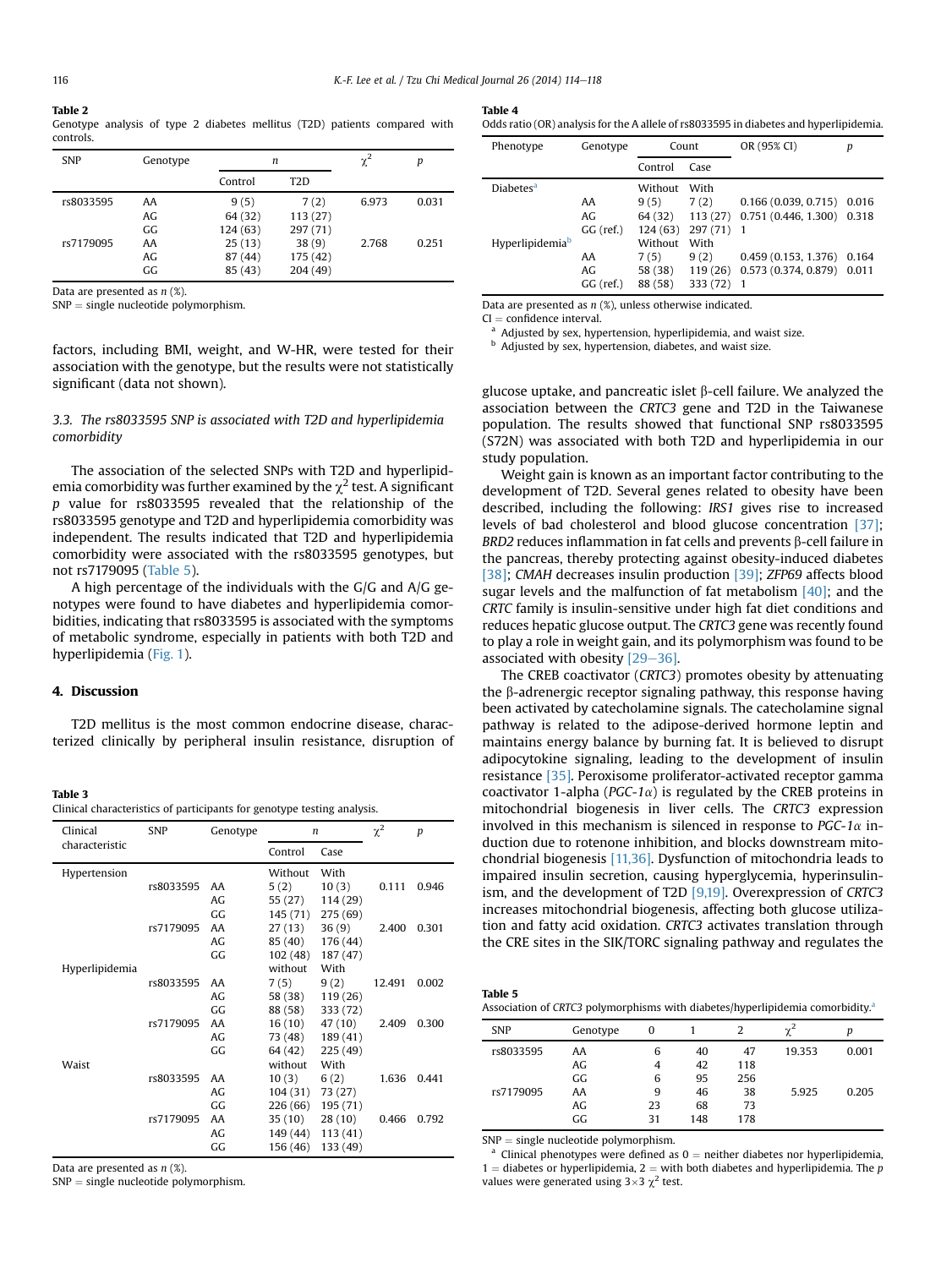**Table 2**
Genotype analysis of type 2 diabetes mellitus (T2D) patients compared with controls.

| SNP | Genotype | *n* | | $\chi^2$ | *p* |
|---|---|---|---|---|---|
| | | Control | T2D | | |
| rs8033595 | AA | 9 (5) | 7 (2) | 6.973 | 0.031 |
| | AG | 64 (32) | 113 (27) | | |
| | GG | 124 (63) | 297 (71) | | |
| rs7179095 | AA | 25 (13) | 38 (9) | 2.768 | 0.251 |
| | AG | 87 (44) | 175 (42) | | |
| | GG | 85 (43) | 204 (49) | | |

Data are presented as *n* (%).
SNP = single nucleotide polymorphism.

factors, including BMI, weight, and W-HR, were tested for their association with the genotype, but the results were not statistically significant (data not shown).

### 3.3. The rs8033595 SNP is associated with T2D and hyperlipidemia comorbidity

The association of the selected SNPs with T2D and hyperlipidemia comorbidity was further examined by the $\chi^2$ test. A significant *p* value for rs8033595 revealed that the relationship of the rs8033595 genotype and T2D and hyperlipidemia comorbidity was independent. The results indicated that T2D and hyperlipidemia comorbidity were associated with the rs8033595 genotypes, but not rs7179095 (Table 5).

A high percentage of the individuals with the G/G and A/G genotypes were found to have diabetes and hyperlipidemia comorbidities, indicating that rs8033595 is associated with the symptoms of metabolic syndrome, especially in patients with both T2D and hyperlipidemia (Fig. 1).

## 4. Discussion

T2D mellitus is the most common endocrine disease, characterized clinically by peripheral insulin resistance, disruption of glucose uptake, and pancreatic islet β-cell failure. We analyzed the association between the *CRTC3* gene and T2D in the Taiwanese population. The results showed that functional SNP rs8033595 (S72N) was associated with both T2D and hyperlipidemia in our study population.

Weight gain is known as an important factor contributing to the development of T2D. Several genes related to obesity have been described, including the following: *IRS1* gives rise to increased levels of bad cholesterol and blood glucose concentration [37]; *BRD2* reduces inflammation in fat cells and prevents β-cell failure in the pancreas, thereby protecting against obesity-induced diabetes [38]; *CMAH* decreases insulin production [39]; *ZFP69* affects blood sugar levels and the malfunction of fat metabolism [40]; and the *CRTC* family is insulin-sensitive under high fat diet conditions and reduces hepatic glucose output. The *CRTC3* gene was recently found to play a role in weight gain, and its polymorphism was found to be associated with obesity [29–36].

The CREB coactivator (*CRTC3*) promotes obesity by attenuating the β-adrenergic receptor signaling pathway, this response having been activated by catecholamine signals. The catecholamine signal pathway is related to the adipose-derived hormone leptin and maintains energy balance by burning fat. It is believed to disrupt adipocytokine signaling, leading to the development of insulin resistance [35]. Peroxisome proliferator-activated receptor gamma coactivator 1-alpha (*PGC-1α*) is regulated by the CREB proteins in mitochondrial biogenesis in liver cells. The *CRTC3* expression involved in this mechanism is silenced in response to *PGC-1α* induction due to rotenone inhibition, and blocks downstream mitochondrial biogenesis [11,36]. Dysfunction of mitochondria leads to impaired insulin secretion, causing hyperglycemia, hyperinsulinism, and the development of T2D [9,19]. Overexpression of *CRTC3* increases mitochondrial biogenesis, affecting both glucose utilization and fatty acid oxidation. *CRTC3* activates translation through the CRE sites in the SIK/TORC signaling pathway and regulates the

**Table 3**
Clinical characteristics of participants for genotype testing analysis.

| Clinical characteristic | SNP | Genotype | *n* | | $\chi^2$ | *p* |
|---|---|---|---|---|---|---|
| | | | Control | Case | | |
| Hypertension | | | Without | With | | |
| | rs8033595 | AA | 5 (2) | 10 (3) | 0.111 | 0.946 |
| | | AG | 55 (27) | 114 (29) | | |
| | | GG | 145 (71) | 275 (69) | | |
| | rs7179095 | AA | 27 (13) | 36 (9) | 2.400 | 0.301 |
| | | AG | 85 (40) | 176 (44) | | |
| | | GG | 102 (48) | 187 (47) | | |
| Hyperlipidemia | | | without | With | | |
| | rs8033595 | AA | 7 (5) | 9 (2) | 12.491 | 0.002 |
| | | AG | 58 (38) | 119 (26) | | |
| | | GG | 88 (58) | 333 (72) | | |
| | rs7179095 | AA | 16 (10) | 47 (10) | 2.409 | 0.300 |
| | | AG | 73 (48) | 189 (41) | | |
| | | GG | 64 (42) | 225 (49) | | |
| Waist | | | without | With | | |
| | rs8033595 | AA | 10 (3) | 6 (2) | 1.636 | 0.441 |
| | | AG | 104 (31) | 73 (27) | | |
| | | GG | 226 (66) | 195 (71) | | |
| | rs7179095 | AA | 35 (10) | 28 (10) | 0.466 | 0.792 |
| | | AG | 149 (44) | 113 (41) | | |
| | | GG | 156 (46) | 133 (49) | | |

Data are presented as *n* (%).
SNP = single nucleotide polymorphism.

**Table 4**
Odds ratio (OR) analysis for the A allele of rs8033595 in diabetes and hyperlipidemia.

| Phenotype | Genotype | Count | | OR (95% CI) | *p* |
|---|---|---|---|---|---|
| | | Control | Case | | |
| Diabetes[a] | | Without | With | | |
| | AA | 9 (5) | 7 (2) | 0.166 (0.039, 0.715) | 0.016 |
| | AG | 64 (32) | 113 (27) | 0.751 (0.446, 1.300) | 0.318 |
| | GG (ref.) | 124 (63) | 297 (71) | 1 | |
| Hyperlipidemia[b] | | Without | With | | |
| | AA | 7 (5) | 9 (2) | 0.459 (0.153, 1.376) | 0.164 |
| | AG | 58 (38) | 119 (26) | 0.573 (0.374, 0.879) | 0.011 |
| | GG (ref.) | 88 (58) | 333 (72) | 1 | |

Data are presented as *n* (%), unless otherwise indicated.
CI = confidence interval.
[a] Adjusted by sex, hypertension, hyperlipidemia, and waist size.
[b] Adjusted by sex, hypertension, diabetes, and waist size.

**Table 5**
Association of *CRTC3* polymorphisms with diabetes/hyperlipidemia comorbidity.[a]

| SNP | Genotype | 0 | 1 | 2 | $\chi^2$ | *p* |
|---|---|---|---|---|---|---|
| rs8033595 | AA | 6 | 40 | 47 | 19.353 | 0.001 |
| | AG | 4 | 42 | 118 | | |
| | GG | 6 | 95 | 256 | | |
| rs7179095 | AA | 9 | 46 | 38 | 5.925 | 0.205 |
| | AG | 23 | 68 | 73 | | |
| | GG | 31 | 148 | 178 | | |

SNP = single nucleotide polymorphism.
[a] Clinical phenotypes were defined as 0 = neither diabetes nor hyperlipidemia, 1 = diabetes or hyperlipidemia, 2 = with both diabetes and hyperlipidemia. The *p* values were generated using 3×3 $\chi^2$ test.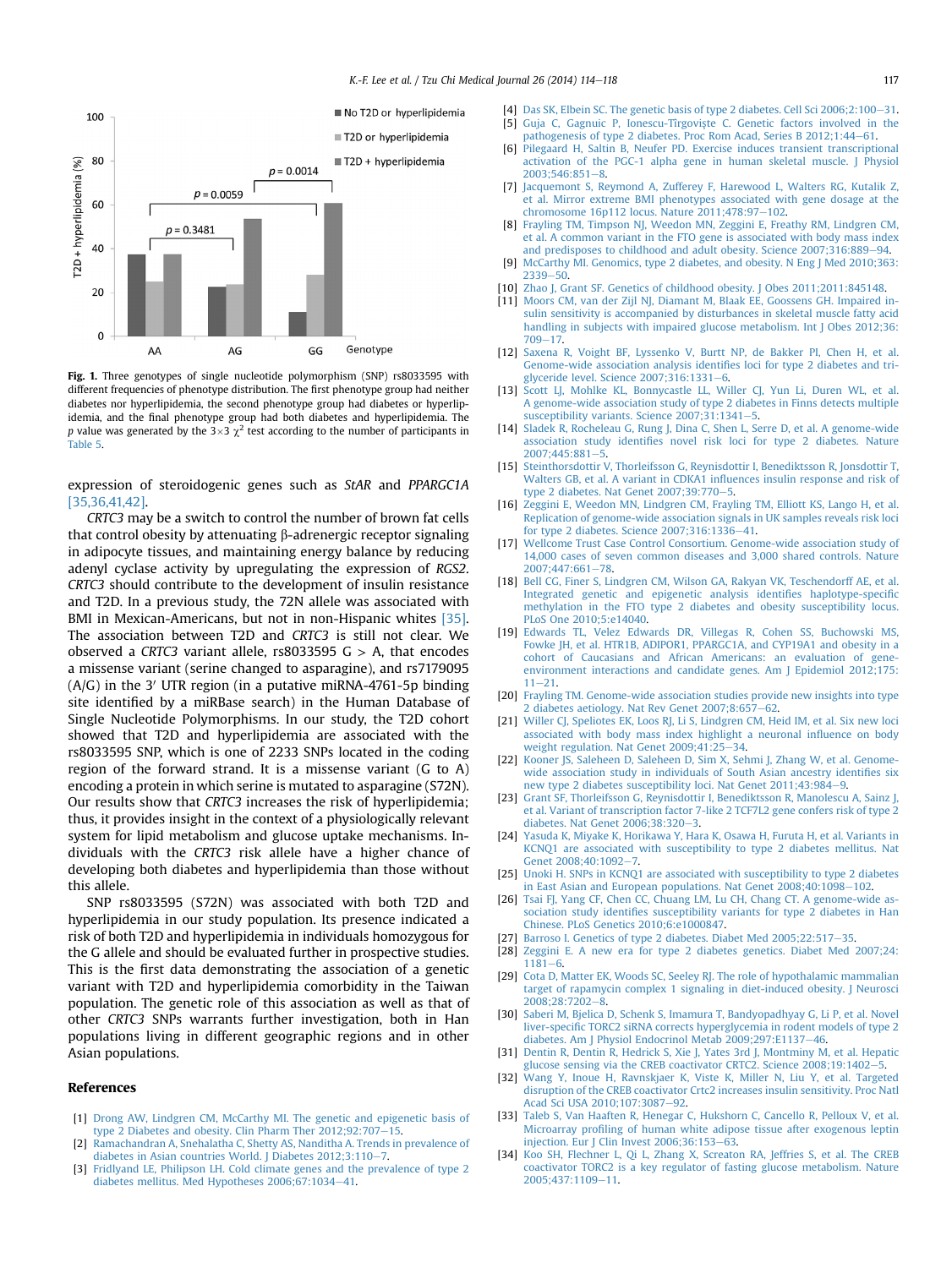**Fig. 1.** Three genotypes of single nucleotide polymorphism (SNP) rs8033595 with different frequencies of phenotype distribution. The first phenotype group had neither diabetes nor hyperlipidemia, the second phenotype group had diabetes or hyperlipidemia, and the final phenotype group had both diabetes and hyperlipidemia. The *p* value was generated by the $3\times3$ $\chi^2$ test according to the number of participants in Table 5.

expression of steroidogenic genes such as *StAR* and *PPARGC1A* [35,36,41,42].

*CRTC3* may be a switch to control the number of brown fat cells that control obesity by attenuating β-adrenergic receptor signaling in adipocyte tissues, and maintaining energy balance by reducing adenyl cyclase activity by upregulating the expression of *RGS2*. *CRTC3* should contribute to the development of insulin resistance and T2D. In a previous study, the 72N allele was associated with BMI in Mexican-Americans, but not in non-Hispanic whites [35]. The association between T2D and *CRTC3* is still not clear. We observed a *CRTC3* variant allele, rs8033595 G > A, that encodes a missense variant (serine changed to asparagine), and rs7179095 (A/G) in the 3′ UTR region (in a putative miRNA-4761-5p binding site identified by a miRBase search) in the Human Database of Single Nucleotide Polymorphisms. In our study, the T2D cohort showed that T2D and hyperlipidemia are associated with the rs8033595 SNP, which is one of 2233 SNPs located in the coding region of the forward strand. It is a missense variant (G to A) encoding a protein in which serine is mutated to asparagine (S72N). Our results show that *CRTC3* increases the risk of hyperlipidemia; thus, it provides insight in the context of a physiologically relevant system for lipid metabolism and glucose uptake mechanisms. Individuals with the *CRTC3* risk allele have a higher chance of developing both diabetes and hyperlipidemia than those without this allele.

SNP rs8033595 (S72N) was associated with both T2D and hyperlipidemia in our study population. Its presence indicated a risk of both T2D and hyperlipidemia in individuals homozygous for the G allele and should be evaluated further in prospective studies. This is the first data demonstrating the association of a genetic variant with T2D and hyperlipidemia comorbidity in the Taiwan population. The genetic role of this association as well as that of other *CRTC3* SNPs warrants further investigation, both in Han populations living in different geographic regions and in other Asian populations.

## References

[1] Drong AW, Lindgren CM, McCarthy MI. The genetic and epigenetic basis of type 2 Diabetes and obesity. Clin Pharm Ther 2012;92:707–15.
[2] Ramachandran A, Snehalatha C, Shetty AS, Nanditha A. Trends in prevalence of diabetes in Asian countries World. J Diabetes 2012;3:110–7.
[3] Fridlyand LE, Philipson LH. Cold climate genes and the prevalence of type 2 diabetes mellitus. Med Hypotheses 2006;67:1034–41.
[4] Das SK, Elbein SC. The genetic basis of type 2 diabetes. Cell Sci 2006;2:100–31.
[5] Guja C, Gagnuic P, Ionescu-Tîrgoviște C. Genetic factors involved in the pathogenesis of type 2 diabetes. Proc Rom Acad, Series B 2012;1:44–61.
[6] Pilegaard H, Saltin B, Neufer PD. Exercise induces transient transcriptional activation of the PGC-1 alpha gene in human skeletal muscle. J Physiol 2003;546:851–8.
[7] Jacquemont S, Reymond A, Zufferey F, Harewood L, Walters RG, Kutalik Z, et al. Mirror extreme BMI phenotypes associated with gene dosage at the chromosome 16p112 locus. Nature 2011;478:97–102.
[8] Frayling TM, Timpson NJ, Weedon MN, Zeggini E, Freathy RM, Lindgren CM, et al. A common variant in the FTO gene is associated with body mass index and predisposes to childhood and adult obesity. Science 2007;316:889–94.
[9] McCarthy MI. Genomics, type 2 diabetes, and obesity. N Eng J Med 2010;363:2339–50.
[10] Zhao J, Grant SF. Genetics of childhood obesity. J Obes 2011;2011:845148.
[11] Moors CM, van der Zijl NJ, Diamant M, Blaak EE, Goossens GH. Impaired insulin sensitivity is accompanied by disturbances in skeletal muscle fatty acid handling in subjects with impaired glucose metabolism. Int J Obes 2012;36:709–17.
[12] Saxena R, Voight BF, Lyssenko V, Burtt NP, de Bakker PI, Chen H, et al. Genome-wide association analysis identifies loci for type 2 diabetes and triglyceride level. Science 2007;316:1331–6.
[13] Scott LJ, Mohlke KL, Bonnycastle LL, Willer CJ, Yun Li, Duren WL, et al. A genome-wide association study of type 2 diabetes in Finns detects multiple susceptibility variants. Science 2007;31:1341–5.
[14] Sladek R, Rocheleau G, Rung J, Dina C, Shen L, Serre D, et al. A genome-wide association study identifies novel risk loci for type 2 diabetes. Nature 2007;445:881–5.
[15] Steinthorsdottir V, Thorleifsson G, Reynisdottir I, Benediktsson R, Jonsdottir T, Walters GB, et al. A variant in CDKAL1 influences insulin response and risk of type 2 diabetes. Nat Genet 2007;39:770–5.
[16] Zeggini E, Weedon MN, Lindgren CM, Frayling TM, Elliott KS, Lango H, et al. Replication of genome-wide association signals in UK samples reveals risk loci for type 2 diabetes. Science 2007;316:1336–41.
[17] Wellcome Trust Case Control Consortium. Genome-wide association study of 14,000 cases of seven common diseases and 3,000 shared controls. Nature 2007;447:661–78.
[18] Bell CG, Finer S, Lindgren CM, Wilson GA, Rakyan VK, Teschendorff AE, et al. Integrated genetic and epigenetic analysis identifies haplotype-specific methylation in the FTO type 2 diabetes and obesity susceptibility locus. PLoS One 2010;5:e14040.
[19] Edwards TL, Velez Edwards DR, Villegas R, Cohen SS, Buchowski MS, Fowke JH, et al. HTR1B, ADIPOR1, PPARGC1A, and CYP19A1 and obesity in a cohort of Caucasians and African Americans: an evaluation of gene-environment interactions and candidate genes. Am J Epidemiol 2012;175:11–21.
[20] Frayling TM. Genome-wide association studies provide new insights into type 2 diabetes aetiology. Nat Rev Genet 2007;8:657–62.
[21] Willer CJ, Speliotes EK, Loos RJ, Li S, Lindgren CM, Heid IM, et al. Six new loci associated with body mass index highlight a neuronal influence on body weight regulation. Nat Genet 2009;41:25–34.
[22] Kooner JS, Saleheen D, Saleheen D, Sim X, Sehmi J, Zhang W, et al. Genome-wide association study in individuals of South Asian ancestry identifies six new type 2 diabetes susceptibility loci. Nat Genet 2011;43:984–9.
[23] Grant SF, Thorleifsson G, Reynisdottir I, Benediktsson R, Manolescu A, Sainz J, et al. Variant of transcription factor 7-like 2 TCF7L2 gene confers risk of type 2 diabetes. Nat Genet 2006;38:320–3.
[24] Yasuda K, Miyake K, Horikawa Y, Hara K, Osawa H, Furuta H, et al. Variants in KCNQ1 are associated with susceptibility to type 2 diabetes mellitus. Nat Genet 2008;40:1092–7.
[25] Unoki H. SNPs in KCNQ1 are associated with susceptibility to type 2 diabetes in East Asian and European populations. Nat Genet 2008;40:1098–102.
[26] Tsai FJ, Yang CF, Chen CC, Chuang LM, Lu CH, Chang CT. A genome-wide association study identifies susceptibility variants for type 2 diabetes in Han Chinese. PLoS Genetics 2010;6:e1000847.
[27] Barroso I. Genetics of type 2 diabetes. Diabet Med 2005;22:517–35.
[28] Zeggini E. A new era for type 2 diabetes genetics. Diabet Med 2007;24:1181–6.
[29] Cota D, Matter EK, Woods SC, Seeley RJ. The role of hypothalamic mammalian target of rapamycin complex 1 signaling in diet-induced obesity. J Neurosci 2008;28:7202–8.
[30] Saberi M, Bjelica D, Schenk S, Imamura T, Bandyopadhyay G, Li P, et al. Novel liver-specific TORC2 siRNA corrects hyperglycemia in rodent models of type 2 diabetes. Am J Physiol Endocrinol Metab 2009;297:E1137–46.
[31] Dentin R, Dentin R, Hedrick S, Xie J, Yates 3rd J, Montminy M, et al. Hepatic glucose sensing via the CREB coactivator CRTC2. Science 2008;19:1402–5.
[32] Wang Y, Inoue H, Ravnskjaer K, Viste K, Miller N, Liu Y, et al. Targeted disruption of the CREB coactivator Crtc2 increases insulin sensitivity. Proc Natl Acad Sci USA 2010;107:3087–92.
[33] Taleb S, Van Haaften R, Henegar C, Hukshorn C, Cancello R, Pelloux V, et al. Microarray profiling of human white adipose tissue after exogenous leptin injection. Eur J Clin Invest 2006;36:153–63.
[34] Koo SH, Flechner L, Qi L, Zhang X, Screaton RA, Jeffries S, et al. The CREB coactivator TORC2 is a key regulator of fasting glucose metabolism. Nature 2005;437:1109–11.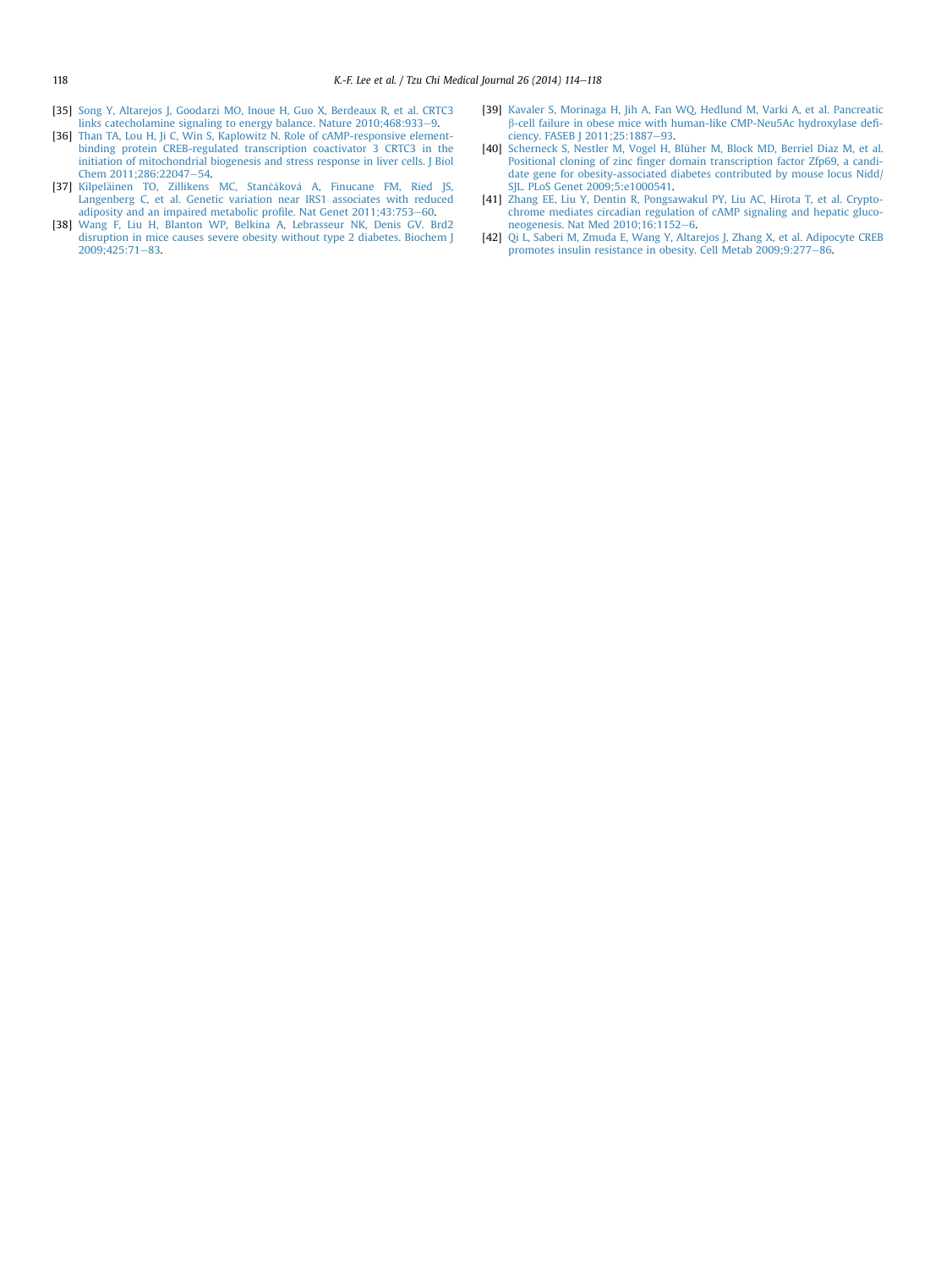[35] Song Y, Altarejos J, Goodarzi MO, Inoue H, Guo X, Berdeaux R, et al. CRTC3 links catecholamine signaling to energy balance. Nature 2010;468:933–9.

[36] Than TA, Lou H, Ji C, Win S, Kaplowitz N. Role of cAMP-responsive element-binding protein CREB-regulated transcription coactivator 3 CRTC3 in the initiation of mitochondrial biogenesis and stress response in liver cells. J Biol Chem 2011;286:22047–54.

[37] Kilpeläinen TO, Zillikens MC, Stančáková A, Finucane FM, Ried JS, Langenberg C, et al. Genetic variation near IRS1 associates with reduced adiposity and an impaired metabolic profile. Nat Genet 2011;43:753–60.

[38] Wang F, Liu H, Blanton WP, Belkina A, Lebrasseur NK, Denis GV. Brd2 disruption in mice causes severe obesity without type 2 diabetes. Biochem J 2009;425:71–83.

[39] Kavaler S, Morinaga H, Jih A, Fan WQ, Hedlund M, Varki A, et al. Pancreatic β-cell failure in obese mice with human-like CMP-Neu5Ac hydroxylase deficiency. FASEB J 2011;25:1887–93.

[40] Scherneck S, Nestler M, Vogel H, Blüher M, Block MD, Berriel Diaz M, et al. Positional cloning of zinc finger domain transcription factor Zfp69, a candidate gene for obesity-associated diabetes contributed by mouse locus Nidd/SJL. PLoS Genet 2009;5:e1000541.

[41] Zhang EE, Liu Y, Dentin R, Pongsawakul PY, Liu AC, Hirota T, et al. Cryptochrome mediates circadian regulation of cAMP signaling and hepatic gluconeogenesis. Nat Med 2010;16:1152–6.

[42] Qi L, Saberi M, Zmuda E, Wang Y, Altarejos J, Zhang X, et al. Adipocyte CREB promotes insulin resistance in obesity. Cell Metab 2009;9:277–86.